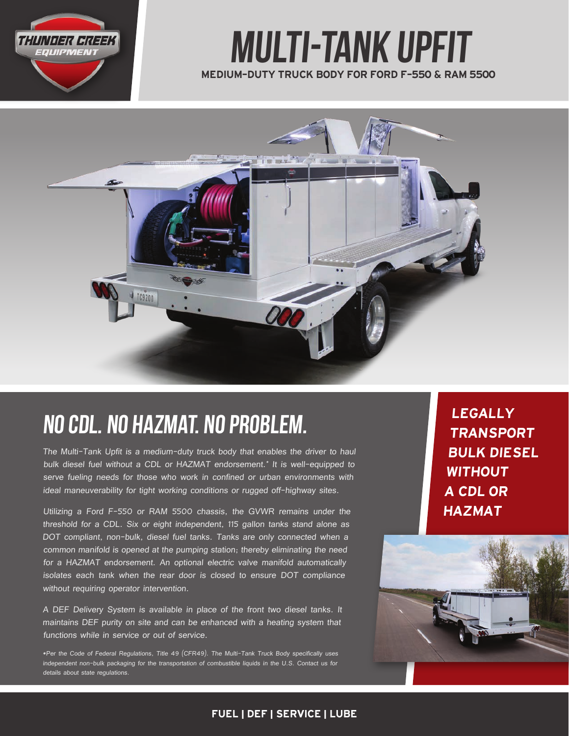THUNDER CREEK EQUIPMENT

# MULTI-TANK UPFIT

**MEDIUM-DUTY TRUCK BODY FOR FORD F-550 & RAM 5500**

## NO CDL. NO HAZMAT. NO PROBLEM.

*The Multi-Tank Upfit is a medium-duty truck body that enables the driver to haul bulk diesel fuel without a CDL or HAZMAT endorsement.\* It is well-equipped to serve fueling needs for those who work in confined or urban environments with ideal maneuverability for tight working conditions or rugged off-highway sites.*

*Utilizing a Ford F-550 or RAM 5500 chassis, the GVWR remains under the threshold for a CDL. Six or eight independent, 115 gallon tanks stand alone as DOT compliant, non-bulk, diesel fuel tanks. Tanks are only connected when a common manifold is opened at the pumping station; thereby eliminating the need for a HAZMAT endorsement. An optional electric valve manifold automatically isolates each tank when the rear door is closed to ensure DOT compliance without requiring operator intervention.*

*A DEF Delivery System is available in place of the front two diesel tanks. It maintains DEF purity on site and can be enhanced with a heating system that functions while in service or out of service.*

*\*Per the Code of Federal Regulations, Title 49 (CFR49). The Multi-Tank Truck Body specifically uses independent non-bulk packaging for the transportation of combustible liquids in the U.S. Contact us for details about state regulations.*

***LEGALLY TRANSPORT BULK DIESEL WITHOUT A CDL OR HAZMAT***

**FUEL | DEF | SERVICE | LUBE**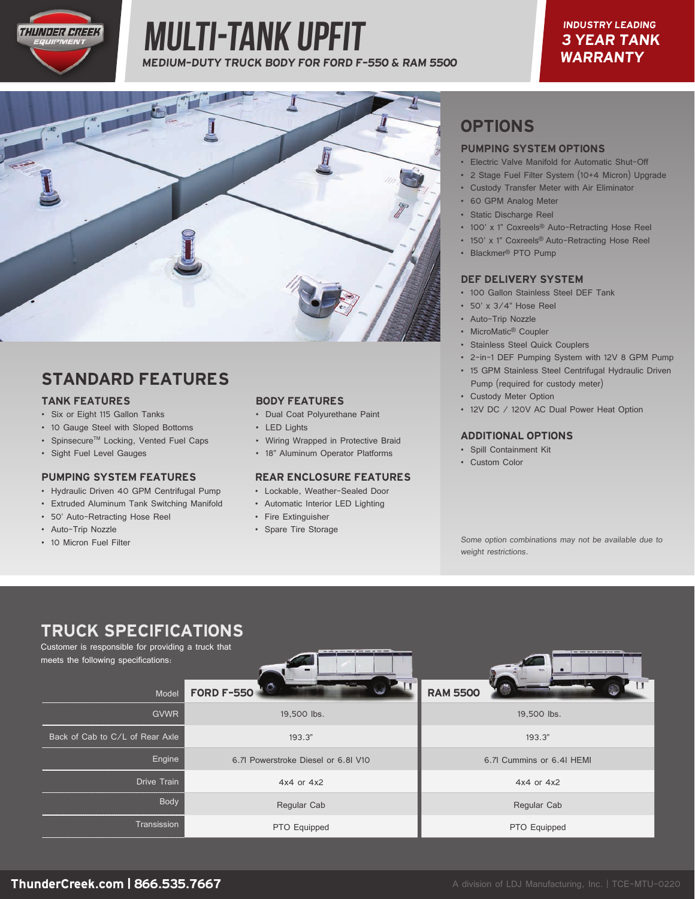# MULTI-TANK UPFIT

*MEDIUM-DUTY TRUCK BODY FOR FORD F-550 & RAM 5500*

**INDUSTRY LEADING 3 YEAR TANK WARRANTY**

## STANDARD FEATURES

### TANK FEATURES

- Six or Eight 115 Gallon Tanks
- 10 Gauge Steel with Sloped Bottoms
- Spinsecure™ Locking, Vented Fuel Caps
- Sight Fuel Level Gauges

### PUMPING SYSTEM FEATURES

- Hydraulic Driven 40 GPM Centrifugal Pump
- Extruded Aluminum Tank Switching Manifold
- 50' Auto-Retracting Hose Reel
- Auto-Trip Nozzle
- 10 Micron Fuel Filter

### BODY FEATURES

- Dual Coat Polyurethane Paint
- LED Lights
- Wiring Wrapped in Protective Braid
- 18" Aluminum Operator Platforms

### REAR ENCLOSURE FEATURES

- Lockable, Weather-Sealed Door
- Automatic Interior LED Lighting
- Fire Extinguisher
- Spare Tire Storage

## OPTIONS

### PUMPING SYSTEM OPTIONS

- Electric Valve Manifold for Automatic Shut-Off
- 2 Stage Fuel Filter System (10+4 Micron) Upgrade
- Custody Transfer Meter with Air Eliminator
- 60 GPM Analog Meter
- Static Discharge Reel
- 100' x 1" Coxreels® Auto-Retracting Hose Reel
- 150' x 1" Coxreels® Auto-Retracting Hose Reel
- Blackmer® PTO Pump

### DEF DELIVERY SYSTEM

- 100 Gallon Stainless Steel DEF Tank
- 50' x 3/4" Hose Reel
- Auto-Trip Nozzle
- MicroMatic® Coupler
- Stainless Steel Quick Couplers
- 2-in-1 DEF Pumping System with 12V 8 GPM Pump
- 15 GPM Stainless Steel Centrifugal Hydraulic Driven Pump (required for custody meter)
- Custody Meter Option
- 12V DC / 120V AC Dual Power Heat Option

### ADDITIONAL OPTIONS

- Spill Containment Kit
- Custom Color

*Some option combinations may not be available due to weight restrictions.*

## TRUCK SPECIFICATIONS

Customer is responsible for providing a truck that meets the following specifications:

| Model | FORD F-550 | RAM 5500 |
|---|---|---|
| GVWR | 19,500 lbs. | 19,500 lbs. |
| Back of Cab to C/L of Rear Axle | 193.3" | 193.3" |
| Engine | 6.7l Powerstroke Diesel or 6.8l V10 | 6.7l Cummins or 6.4l HEMI |
| Drive Train | 4x4 or 4x2 | 4x4 or 4x2 |
| Body | Regular Cab | Regular Cab |
| Transission | PTO Equipped | PTO Equipped |

**ThunderCreek.com | 866.535.7667**

A division of LDJ Manufacturing, Inc. | TCE-MTU-0220